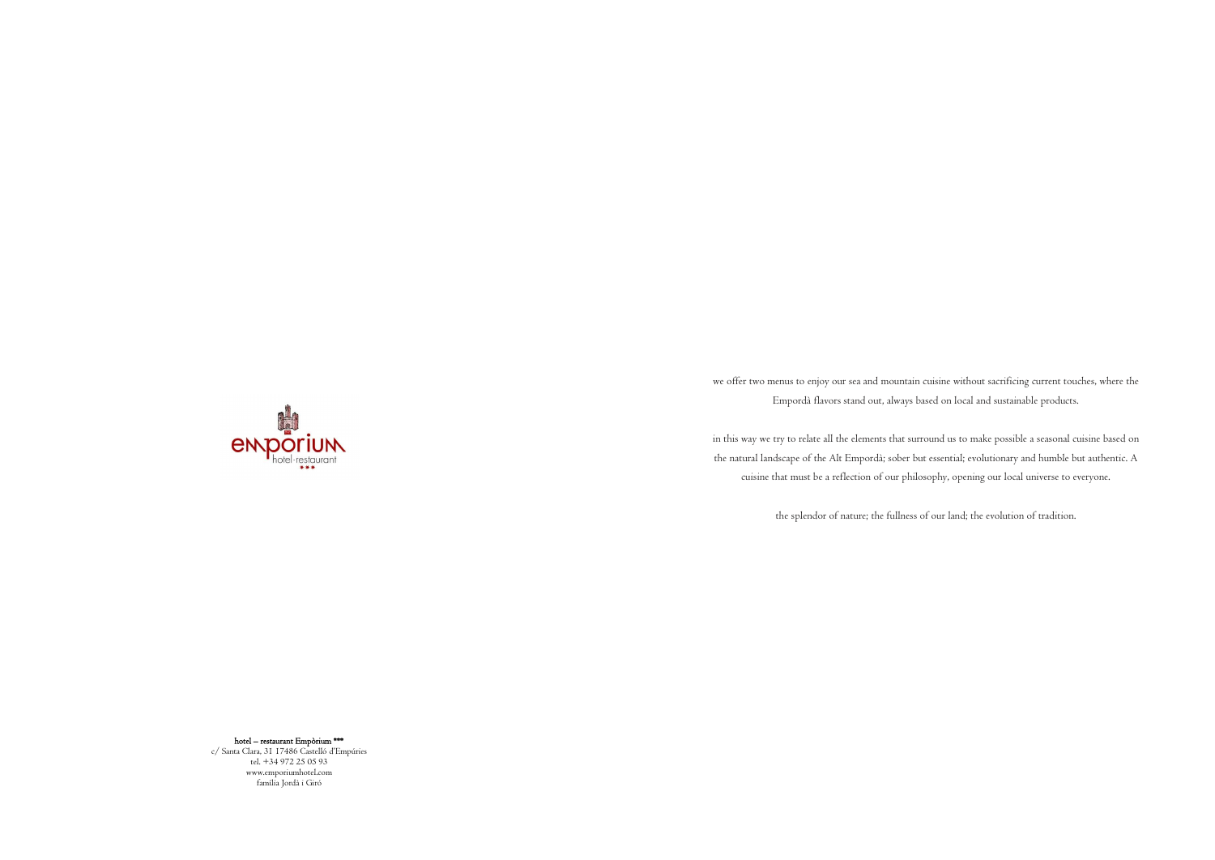we offer two menus to enjoy our sea and mountain cuisine without sacrificing current touches, where the Empordà flavors stand out, always based on local and sustainable products.

in this way we try to relate all the elements that surround us to make possible a seasonal cuisine based on the natural landscape of the Alt Empordà; sober but essential; evolutionary and humble but authentic. A cuisine that must be a reflection of our philosophy, opening our local universe to everyone.

the splendor of nature; the fullness of our land; the evolution of tradition.

**hotel – restaurant Empòrium \*\*\***
c/ Santa Clara, 31 17486 Castelló d'Empúries
tel. +34 972 25 05 93
www.emporiumhotel.com
família Jordà i Giró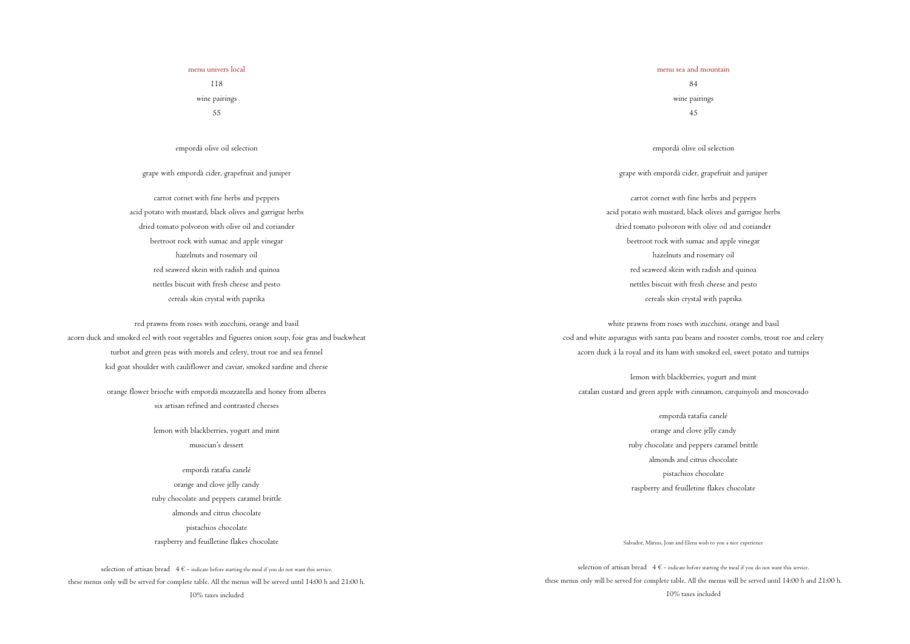## menu univers local

118

wine pairings

55

empordà olive oil selection

grape with empordà cider, grapefruit and juniper

carrot cornet with fine herbs and peppers

acid potato with mustard, black olives and garrigue herbs

dried tomato polvoron with olive oil and coriander

beetroot rock with sumac and apple vinegar

hazelnuts and rosemary oil

red seaweed skein with radish and quinoa

nettles biscuit with fresh cheese and pesto

cereals skin crystal with paprika

red prawns from roses with zucchini, orange and basil

acorn duck and smoked eel with root vegetables and figueres onion soup, foie gras and buckwheat

turbot and green peas with morels and celery, trout roe and sea fennel

kid goat shoulder with cauliflower and caviar, smoked sardine and cheese

orange flower brioche with empordà mozzarella and honey from alberes

six artisan refined and contrasted cheeses

lemon with blackberries, yogurt and mint

musician's dessert

empordà ratafia canelé

orange and clove jelly candy

ruby chocolate and peppers caramel brittle

almonds and citrus chocolate

pistachios chocolate

raspberry and feuilletine flakes chocolate

selection of artisan bread 4 € - indicate before starting the meal if you do not want this service.

these menus only will be served for complete table. All the menus will be served until 14:00 h and 21:00 h.

10% taxes included

## menu sea and mountain

84

wine pairings

45

empordà olive oil selection

grape with empordà cider, grapefruit and juniper

carrot cornet with fine herbs and peppers

acid potato with mustard, black olives and garrigue herbs

dried tomato polvoron with olive oil and coriander

beetroot rock with sumac and apple vinegar

hazelnuts and rosemary oil

red seaweed skein with radish and quinoa

nettles biscuit with fresh cheese and pesto

cereals skin crystal with paprika

white prawns from roses with zucchini, orange and basil

cod and white asparagus with santa pau beans and rooster combs, trout roe and celery

acorn duck à la royal and its ham with smoked eel, sweet potato and turnips

lemon with blackberries, yogurt and mint

catalan custard and green apple with cinnamon, carquinyoli and moscovado

empordà ratafia canelé

orange and clove jelly candy

ruby chocolate and peppers caramel brittle

almonds and citrus chocolate

pistachios chocolate

raspberry and feuilletine flakes chocolate

Salvador, Màrius, Joan and Elena wish to you a nice experience

selection of artisan bread 4 € - indicate before starting the meal if you do not want this service.

these menus only will be served for complete table. All the menus will be served until 14:00 h and 21:00 h.

10% taxes included